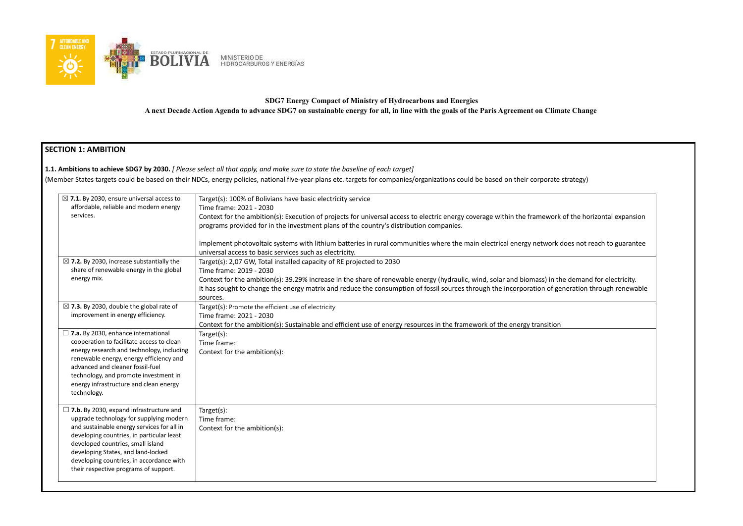SDG7 Energy Compact of Ministry of Hydrocarbons and Energies

A next Decade Action Agenda to advance SDG7 on sustainable energy for all, in line with the goals of the Paris Agreement on Climate Change

## SECTION 1: AMBITION

**1.1. Ambitions to achieve SDG7 by 2030.** *[ Please select all that apply, and make sure to state the baseline of each target]*

(Member States targets could be based on their NDCs, energy policies, national five-year plans etc. targets for companies/organizations could be based on their corporate strategy)

| | |
|---|---|
| ☒ **7.1.** By 2030, ensure universal access to affordable, reliable and modern energy services. | Target(s): 100% of Bolivians have basic electricity service<br>Time frame: 2021 - 2030<br>Context for the ambition(s): Execution of projects for universal access to electric energy coverage within the framework of the horizontal expansion programs provided for in the investment plans of the country's distribution companies.<br><br>Implement photovoltaic systems with lithium batteries in rural communities where the main electrical energy network does not reach to guarantee universal access to basic services such as electricity. |
| ☒ **7.2.** By 2030, increase substantially the share of renewable energy in the global energy mix. | Target(s): 2,07 GW, Total installed capacity of RE projected to 2030<br>Time frame: 2019 - 2030<br>Context for the ambition(s): 39.29% increase in the share of renewable energy (hydraulic, wind, solar and biomass) in the demand for electricity. It has sought to change the energy matrix and reduce the consumption of fossil sources through the incorporation of generation through renewable sources. |
| ☒ **7.3.** By 2030, double the global rate of improvement in energy efficiency. | Target(s): Promote the efficient use of electricity<br>Time frame: 2021 - 2030<br>Context for the ambition(s): Sustainable and efficient use of energy resources in the framework of the energy transition |
| ☐ **7.a.** By 2030, enhance international cooperation to facilitate access to clean energy research and technology, including renewable energy, energy efficiency and advanced and cleaner fossil-fuel technology, and promote investment in energy infrastructure and clean energy technology. | Target(s):<br>Time frame:<br>Context for the ambition(s): |
| ☐ **7.b.** By 2030, expand infrastructure and upgrade technology for supplying modern and sustainable energy services for all in developing countries, in particular least developed countries, small island developing States, and land-locked developing countries, in accordance with their respective programs of support. | Target(s):<br>Time frame:<br>Context for the ambition(s): |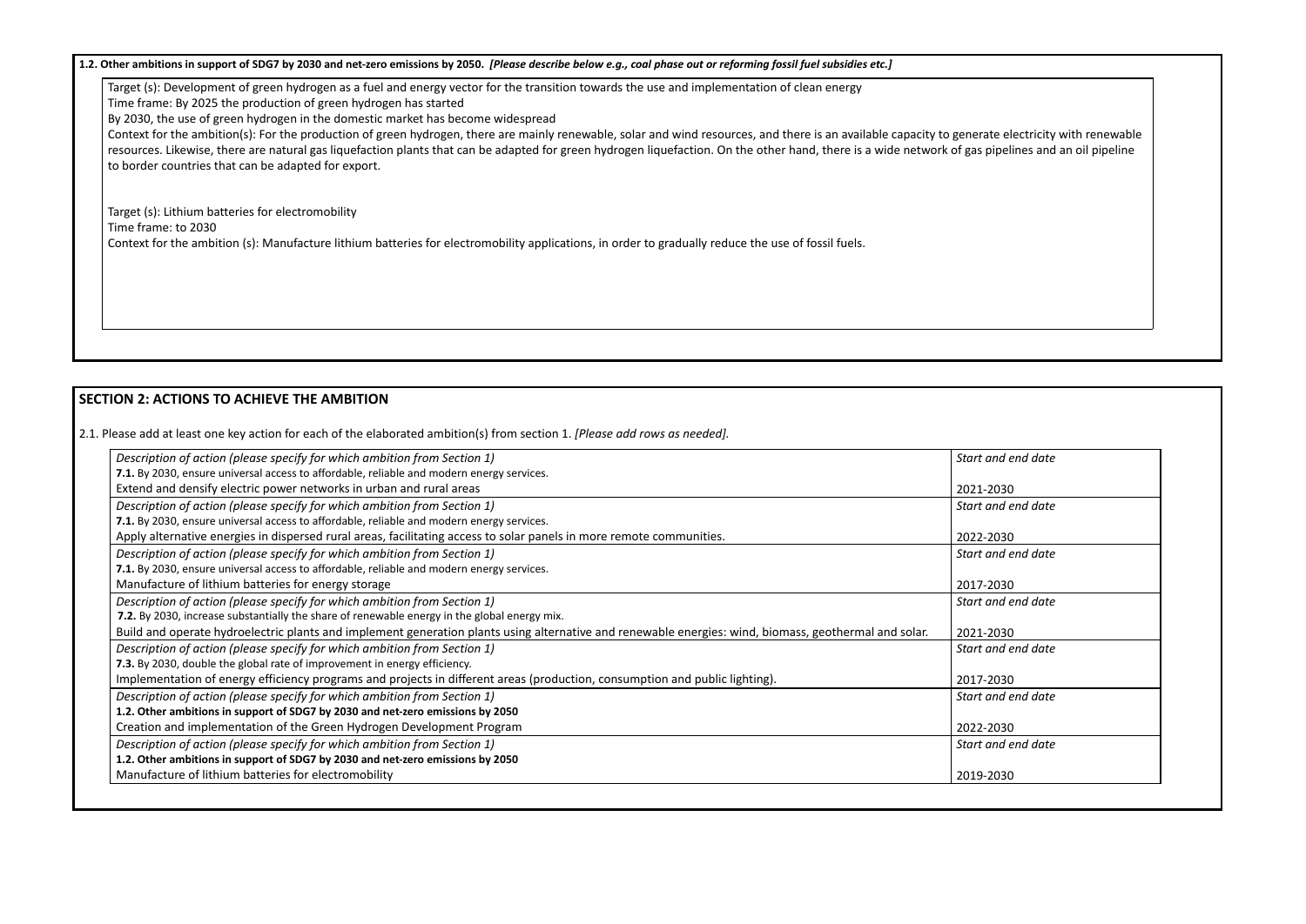**1.2. Other ambitions in support of SDG7 by 2030 and net-zero emissions by 2050.** ***[Please describe below e.g., coal phase out or reforming fossil fuel subsidies etc.]***

Target (s): Development of green hydrogen as a fuel and energy vector for the transition towards the use and implementation of clean energy
Time frame: By 2025 the production of green hydrogen has started
By 2030, the use of green hydrogen in the domestic market has become widespread
Context for the ambition(s): For the production of green hydrogen, there are mainly renewable, solar and wind resources, and there is an available capacity to generate electricity with renewable resources. Likewise, there are natural gas liquefaction plants that can be adapted for green hydrogen liquefaction. On the other hand, there is a wide network of gas pipelines and an oil pipeline to border countries that can be adapted for export.

Target (s): Lithium batteries for electromobility
Time frame: to 2030
Context for the ambition (s): Manufacture lithium batteries for electromobility applications, in order to gradually reduce the use of fossil fuels.

## SECTION 2: ACTIONS TO ACHIEVE THE AMBITION

2.1. Please add at least one key action for each of the elaborated ambition(s) from section 1. *[Please add rows as needed].*

| *Description of action (please specify for which ambition from Section 1)* | *Start and end date* |
|---|---|
| **7.1.** By 2030, ensure universal access to affordable, reliable and modern energy services.<br>Extend and densify electric power networks in urban and rural areas | 2021-2030 |
| *Description of action (please specify for which ambition from Section 1)* | *Start and end date* |
| **7.1.** By 2030, ensure universal access to affordable, reliable and modern energy services.<br>Apply alternative energies in dispersed rural areas, facilitating access to solar panels in more remote communities. | 2022-2030 |
| *Description of action (please specify for which ambition from Section 1)* | *Start and end date* |
| **7.1.** By 2030, ensure universal access to affordable, reliable and modern energy services.<br>Manufacture of lithium batteries for energy storage | 2017-2030 |
| *Description of action (please specify for which ambition from Section 1)* | *Start and end date* |
| **7.2.** By 2030, increase substantially the share of renewable energy in the global energy mix.<br>Build and operate hydroelectric plants and implement generation plants using alternative and renewable energies: wind, biomass, geothermal and solar. | 2021-2030 |
| *Description of action (please specify for which ambition from Section 1)* | *Start and end date* |
| **7.3.** By 2030, double the global rate of improvement in energy efficiency.<br>Implementation of energy efficiency programs and projects in different areas (production, consumption and public lighting). | 2017-2030 |
| *Description of action (please specify for which ambition from Section 1)* | *Start and end date* |
| **1.2. Other ambitions in support of SDG7 by 2030 and net-zero emissions by 2050**<br>Creation and implementation of the Green Hydrogen Development Program | 2022-2030 |
| *Description of action (please specify for which ambition from Section 1)* | *Start and end date* |
| **1.2. Other ambitions in support of SDG7 by 2030 and net-zero emissions by 2050**<br>Manufacture of lithium batteries for electromobility | 2019-2030 |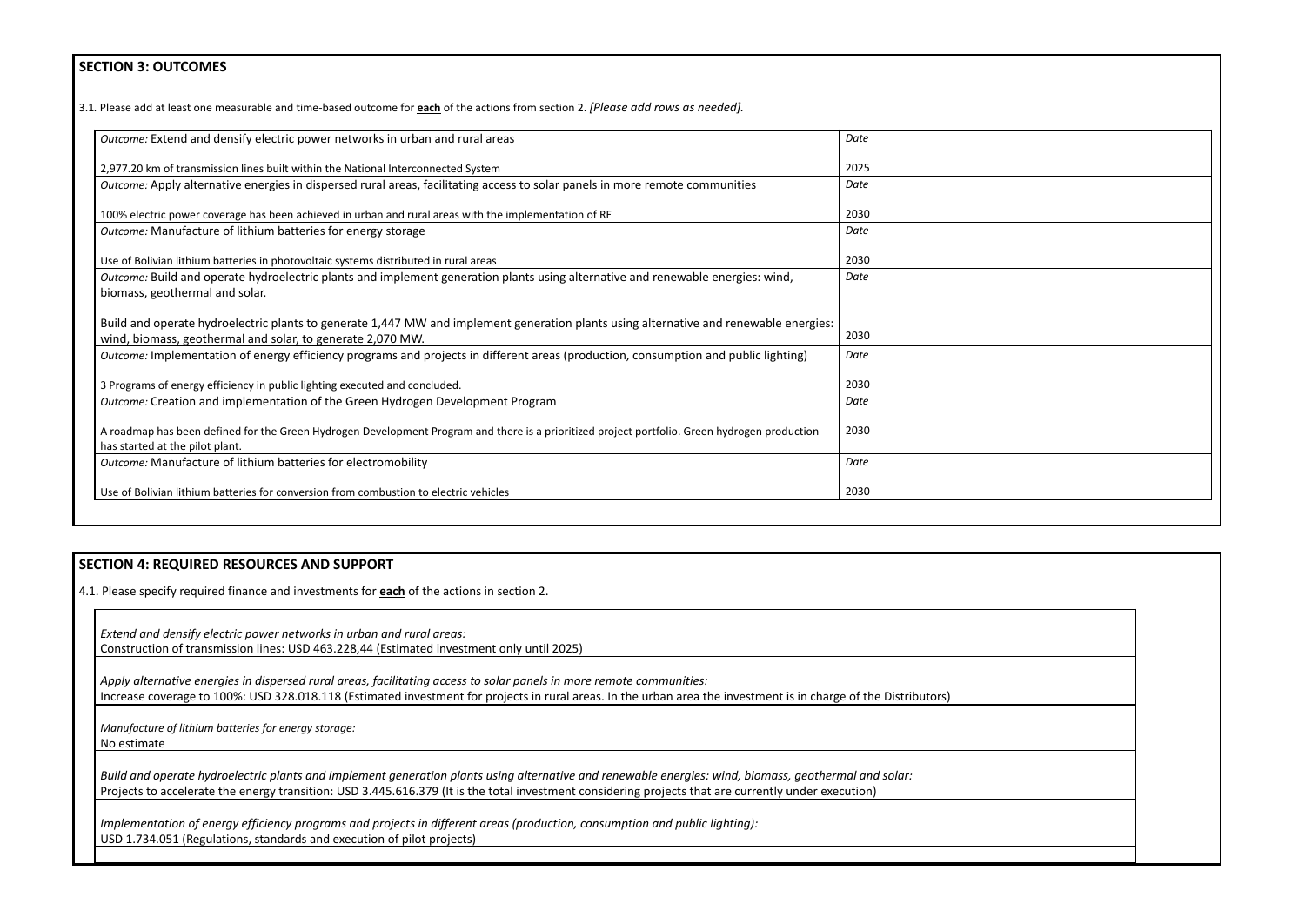## SECTION 3: OUTCOMES

3.1. Please add at least one measurable and time-based outcome for **each** of the actions from section 2. *[Please add rows as needed].*

| *Outcome:* Extend and densify electric power networks in urban and rural areas | *Date* |
| --- | --- |
| 2,977.20 km of transmission lines built within the National Interconnected System | 2025 |
| *Outcome:* Apply alternative energies in dispersed rural areas, facilitating access to solar panels in more remote communities | *Date* |
| 100% electric power coverage has been achieved in urban and rural areas with the implementation of RE | 2030 |
| *Outcome:* Manufacture of lithium batteries for energy storage | *Date* |
| Use of Bolivian lithium batteries in photovoltaic systems distributed in rural areas | 2030 |
| *Outcome:* Build and operate hydroelectric plants and implement generation plants using alternative and renewable energies: wind, biomass, geothermal and solar. | *Date* |
| Build and operate hydroelectric plants to generate 1,447 MW and implement generation plants using alternative and renewable energies: wind, biomass, geothermal and solar, to generate 2,070 MW. | 2030 |
| *Outcome:* Implementation of energy efficiency programs and projects in different areas (production, consumption and public lighting) | *Date* |
| 3 Programs of energy efficiency in public lighting executed and concluded. | 2030 |
| *Outcome:* Creation and implementation of the Green Hydrogen Development Program | *Date* |
| A roadmap has been defined for the Green Hydrogen Development Program and there is a prioritized project portfolio. Green hydrogen production has started at the pilot plant. | 2030 |
| *Outcome:* Manufacture of lithium batteries for electromobility | *Date* |
| Use of Bolivian lithium batteries for conversion from combustion to electric vehicles | 2030 |

## SECTION 4: REQUIRED RESOURCES AND SUPPORT

4.1. Please specify required finance and investments for **each** of the actions in section 2.

*Extend and densify electric power networks in urban and rural areas:*
Construction of transmission lines: USD 463.228,44 (Estimated investment only until 2025)

*Apply alternative energies in dispersed rural areas, facilitating access to solar panels in more remote communities:*
Increase coverage to 100%: USD 328.018.118 (Estimated investment for projects in rural areas. In the urban area the investment is in charge of the Distributors)

*Manufacture of lithium batteries for energy storage:*
No estimate

*Build and operate hydroelectric plants and implement generation plants using alternative and renewable energies: wind, biomass, geothermal and solar:*
Projects to accelerate the energy transition: USD 3.445.616.379 (It is the total investment considering projects that are currently under execution)

*Implementation of energy efficiency programs and projects in different areas (production, consumption and public lighting):*
USD 1.734.051 (Regulations, standards and execution of pilot projects)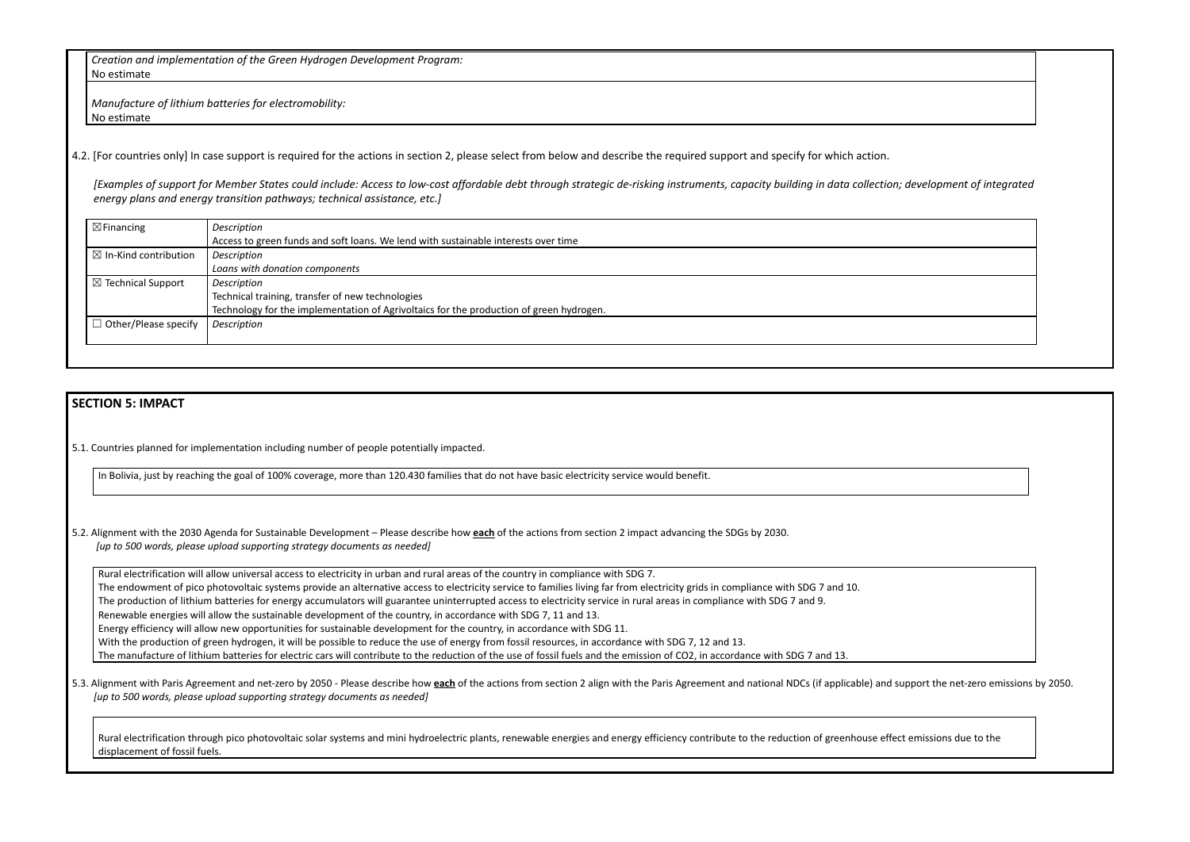*Creation and implementation of the Green Hydrogen Development Program:*
No estimate

*Manufacture of lithium batteries for electromobility:*
No estimate

4.2. [For countries only] In case support is required for the actions in section 2, please select from below and describe the required support and specify for which action.

*[Examples of support for Member States could include: Access to low-cost affordable debt through strategic de-risking instruments, capacity building in data collection; development of integrated energy plans and energy transition pathways; technical assistance, etc.]*

| | |
|---|---|
| ☒Financing | *Description*<br>Access to green funds and soft loans. We lend with sustainable interests over time |
| ☒ In-Kind contribution | *Description*<br>*Loans with donation components* |
| ☒ Technical Support | *Description*<br>Technical training, transfer of new technologies<br>Technology for the implementation of Agrivoltaics for the production of green hydrogen. |
| ☐ Other/Please specify | *Description* |

## SECTION 5: IMPACT

5.1. Countries planned for implementation including number of people potentially impacted.

In Bolivia, just by reaching the goal of 100% coverage, more than 120.430 families that do not have basic electricity service would benefit.

5.2. Alignment with the 2030 Agenda for Sustainable Development – Please describe how **each** of the actions from section 2 impact advancing the SDGs by 2030.
*[up to 500 words, please upload supporting strategy documents as needed]*

Rural electrification will allow universal access to electricity in urban and rural areas of the country in compliance with SDG 7.
The endowment of pico photovoltaic systems provide an alternative access to electricity service to families living far from electricity grids in compliance with SDG 7 and 10.
The production of lithium batteries for energy accumulators will guarantee uninterrupted access to electricity service in rural areas in compliance with SDG 7 and 9.
Renewable energies will allow the sustainable development of the country, in accordance with SDG 7, 11 and 13.
Energy efficiency will allow new opportunities for sustainable development for the country, in accordance with SDG 11.
With the production of green hydrogen, it will be possible to reduce the use of energy from fossil resources, in accordance with SDG 7, 12 and 13.
The manufacture of lithium batteries for electric cars will contribute to the reduction of the use of fossil fuels and the emission of $CO_2$, in accordance with SDG 7 and 13.

5.3. Alignment with Paris Agreement and net-zero by 2050 - Please describe how **each** of the actions from section 2 align with the Paris Agreement and national NDCs (if applicable) and support the net-zero emissions by 2050.
*[up to 500 words, please upload supporting strategy documents as needed]*

Rural electrification through pico photovoltaic solar systems and mini hydroelectric plants, renewable energies and energy efficiency contribute to the reduction of greenhouse effect emissions due to the displacement of fossil fuels.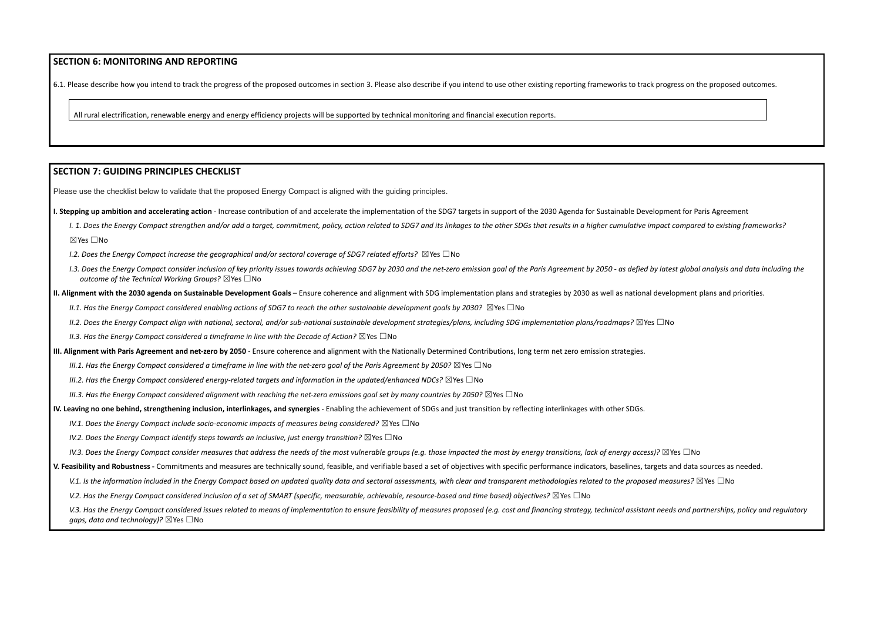## SECTION 6: MONITORING AND REPORTING

6.1. Please describe how you intend to track the progress of the proposed outcomes in section 3. Please also describe if you intend to use other existing reporting frameworks to track progress on the proposed outcomes.

All rural electrification, renewable energy and energy efficiency projects will be supported by technical monitoring and financial execution reports.

## SECTION 7: GUIDING PRINCIPLES CHECKLIST

Please use the checklist below to validate that the proposed Energy Compact is aligned with the guiding principles.

**I. Stepping up ambition and accelerating action** - Increase contribution of and accelerate the implementation of the SDG7 targets in support of the 2030 Agenda for Sustainable Development for Paris Agreement

*I. 1. Does the Energy Compact strengthen and/or add a target, commitment, policy, action related to SDG7 and its linkages to the other SDGs that results in a higher cumulative impact compared to existing frameworks?*

☒Yes ☐No

*I.2. Does the Energy Compact increase the geographical and/or sectoral coverage of SDG7 related efforts?* ☒Yes ☐No

*I.3. Does the Energy Compact consider inclusion of key priority issues towards achieving SDG7 by 2030 and the net-zero emission goal of the Paris Agreement by 2050 - as defied by latest global analysis and data including the outcome of the Technical Working Groups?* ☒Yes ☐No

**II. Alignment with the 2030 agenda on Sustainable Development Goals** – Ensure coherence and alignment with SDG implementation plans and strategies by 2030 as well as national development plans and priorities.

*II.1. Has the Energy Compact considered enabling actions of SDG7 to reach the other sustainable development goals by 2030?* ☒Yes ☐No

*II.2. Does the Energy Compact align with national, sectoral, and/or sub-national sustainable development strategies/plans, including SDG implementation plans/roadmaps?* ☒Yes ☐No

*II.3. Has the Energy Compact considered a timeframe in line with the Decade of Action?* ☒Yes ☐No

**III. Alignment with Paris Agreement and net-zero by 2050** - Ensure coherence and alignment with the Nationally Determined Contributions, long term net zero emission strategies.

*III.1. Has the Energy Compact considered a timeframe in line with the net-zero goal of the Paris Agreement by 2050?* ☒Yes ☐No

*III.2. Has the Energy Compact considered energy-related targets and information in the updated/enhanced NDCs?* ☒Yes ☐No

*III.3. Has the Energy Compact considered alignment with reaching the net-zero emissions goal set by many countries by 2050?* ☒Yes ☐No

**IV. Leaving no one behind, strengthening inclusion, interlinkages, and synergies** - Enabling the achievement of SDGs and just transition by reflecting interlinkages with other SDGs.

*IV.1. Does the Energy Compact include socio-economic impacts of measures being considered?* ☒Yes ☐No

*IV.2. Does the Energy Compact identify steps towards an inclusive, just energy transition?* ☒Yes ☐No

*IV.3. Does the Energy Compact consider measures that address the needs of the most vulnerable groups (e.g. those impacted the most by energy transitions, lack of energy access)?* ☒Yes ☐No

**V. Feasibility and Robustness -** Commitments and measures are technically sound, feasible, and verifiable based a set of objectives with specific performance indicators, baselines, targets and data sources as needed.

*V.1. Is the information included in the Energy Compact based on updated quality data and sectoral assessments, with clear and transparent methodologies related to the proposed measures?* ☒Yes ☐No

*V.2. Has the Energy Compact considered inclusion of a set of SMART (specific, measurable, achievable, resource-based and time based) objectives?* ☒Yes ☐No

*V.3. Has the Energy Compact considered issues related to means of implementation to ensure feasibility of measures proposed (e.g. cost and financing strategy, technical assistant needs and partnerships, policy and regulatory gaps, data and technology)?* ☒Yes ☐No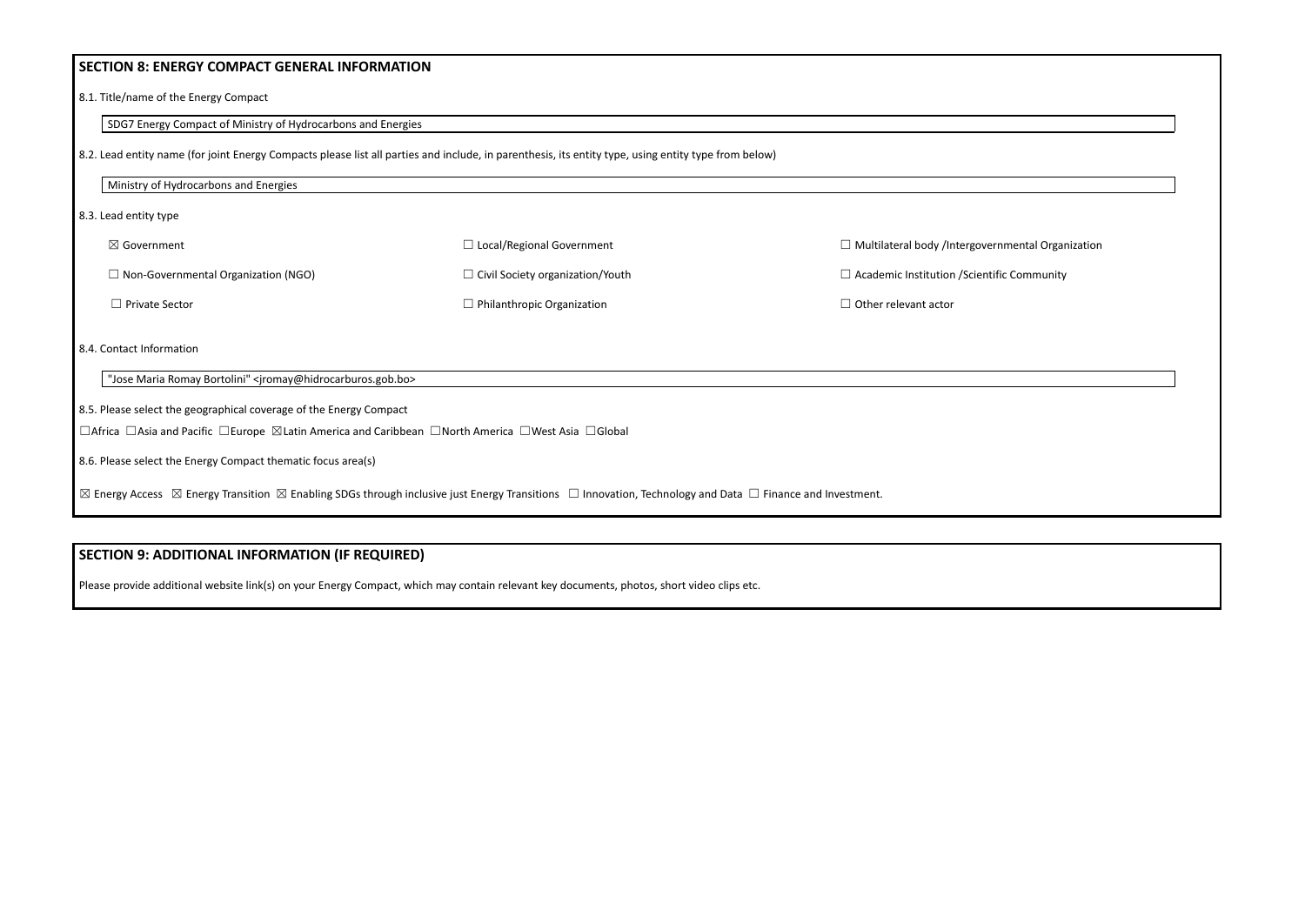## SECTION 8: ENERGY COMPACT GENERAL INFORMATION

8.1. Title/name of the Energy Compact

SDG7 Energy Compact of Ministry of Hydrocarbons and Energies

8.2. Lead entity name (for joint Energy Compacts please list all parties and include, in parenthesis, its entity type, using entity type from below)

Ministry of Hydrocarbons and Energies

8.3. Lead entity type

| | | |
|---|---|---|
| ☒ Government | ☐ Local/Regional Government | ☐ Multilateral body /Intergovernmental Organization |
| ☐ Non-Governmental Organization (NGO) | ☐ Civil Society organization/Youth | ☐ Academic Institution /Scientific Community |
| ☐ Private Sector | ☐ Philanthropic Organization | ☐ Other relevant actor |

8.4. Contact Information

"Jose Maria Romay Bortolini" <jromay@hidrocarburos.gob.bo>

8.5. Please select the geographical coverage of the Energy Compact

☐Africa ☐Asia and Pacific ☐Europe ☒Latin America and Caribbean ☐North America ☐West Asia ☐Global

8.6. Please select the Energy Compact thematic focus area(s)

☒ Energy Access ☒ Energy Transition ☒ Enabling SDGs through inclusive just Energy Transitions ☐ Innovation, Technology and Data ☐ Finance and Investment.

## SECTION 9: ADDITIONAL INFORMATION (IF REQUIRED)

Please provide additional website link(s) on your Energy Compact, which may contain relevant key documents, photos, short video clips etc.